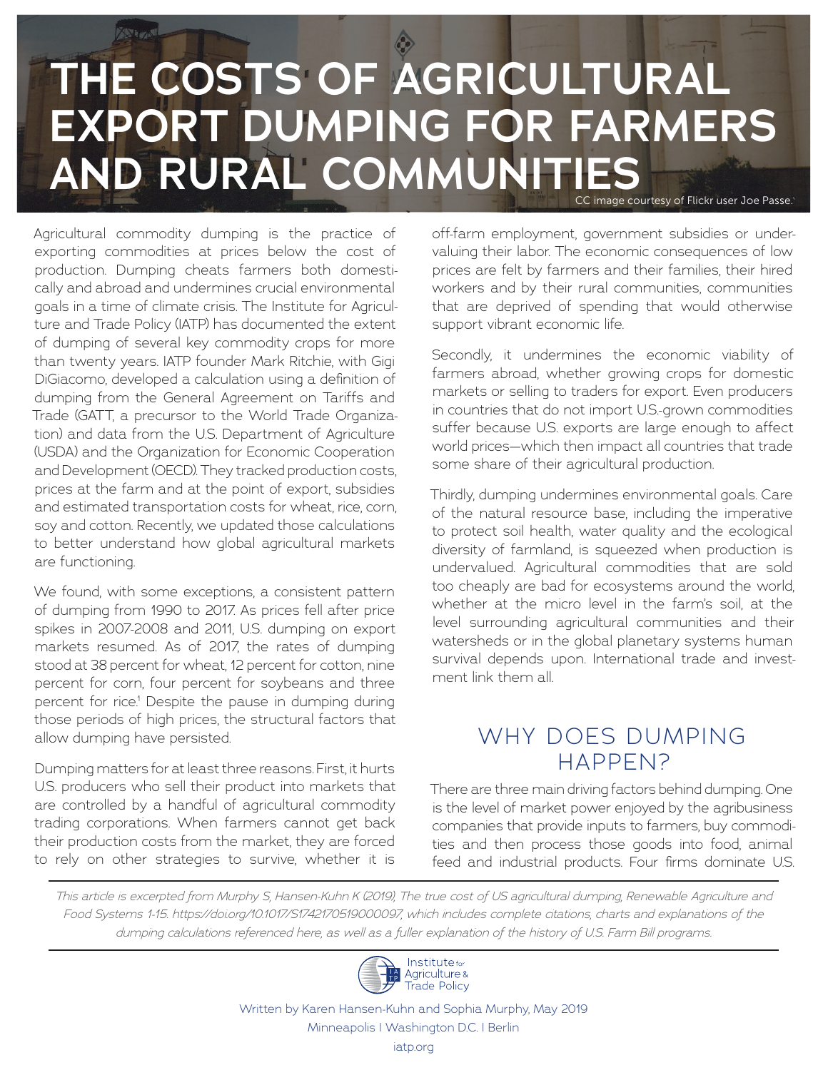# THE COSTS OF AGRICULTURAL EXPORT DUMPING FOR FARMERS AND RURAL COMMUNITIES

CC image courtesy of Flickr user Joe Passe.

Agricultural commodity dumping is the practice of exporting commodities at prices below the cost of production. Dumping cheats farmers both domestically and abroad and undermines crucial environmental goals in a time of climate crisis. The Institute for Agriculture and Trade Policy (IATP) has documented the extent of dumping of several key commodity crops for more than twenty years. IATP founder Mark Ritchie, with Gigi DiGiacomo, developed a calculation using a definition of dumping from the General Agreement on Tariffs and Trade (GATT, a precursor to the World Trade Organization) and data from the U.S. Department of Agriculture (USDA) and the Organization for Economic Cooperation and Development (OECD). They tracked production costs, prices at the farm and at the point of export, subsidies and estimated transportation costs for wheat, rice, corn, soy and cotton. Recently, we updated those calculations to better understand how global agricultural markets are functioning.

We found, with some exceptions, a consistent pattern of dumping from 1990 to 2017. As prices fell after price spikes in 2007-2008 and 2011, U.S. dumping on export markets resumed. As of 2017, the rates of dumping stood at 38 percent for wheat, 12 percent for cotton, nine percent for corn, four percent for soybeans and three percent for rice.[1] Despite the pause in dumping during those periods of high prices, the structural factors that allow dumping have persisted.

Dumping matters for at least three reasons. First, it hurts U.S. producers who sell their product into markets that are controlled by a handful of agricultural commodity trading corporations. When farmers cannot get back their production costs from the market, they are forced to rely on other strategies to survive, whether it is off-farm employment, government subsidies or undervaluing their labor. The economic consequences of low prices are felt by farmers and their families, their hired workers and by their rural communities, communities that are deprived of spending that would otherwise support vibrant economic life.

Secondly, it undermines the economic viability of farmers abroad, whether growing crops for domestic markets or selling to traders for export. Even producers in countries that do not import U.S.-grown commodities suffer because U.S. exports are large enough to affect world prices—which then impact all countries that trade some share of their agricultural production.

Thirdly, dumping undermines environmental goals. Care of the natural resource base, including the imperative to protect soil health, water quality and the ecological diversity of farmland, is squeezed when production is undervalued. Agricultural commodities that are sold too cheaply are bad for ecosystems around the world, whether at the micro level in the farm's soil, at the level surrounding agricultural communities and their watersheds or in the global planetary systems human survival depends upon. International trade and investment link them all.

## WHY DOES DUMPING HAPPEN?

There are three main driving factors behind dumping. One is the level of market power enjoyed by the agribusiness companies that provide inputs to farmers, buy commodities and then process those goods into food, animal feed and industrial products. Four firms dominate U.S.

*This article is excerpted from Murphy S, Hansen-Kuhn K (2019), The true cost of US agricultural dumping, Renewable Agriculture and Food Systems 1-15. https://doi.org/10.1017/S1742170519000097, which includes complete citations, charts and explanations of the dumping calculations referenced here, as well as a fuller explanation of the history of U.S. Farm Bill programs.*

Institute for Agriculture & Trade Policy

Written by Karen Hansen-Kuhn and Sophia Murphy, May 2019

Minneapolis | Washington D.C. | Berlin

iatp.org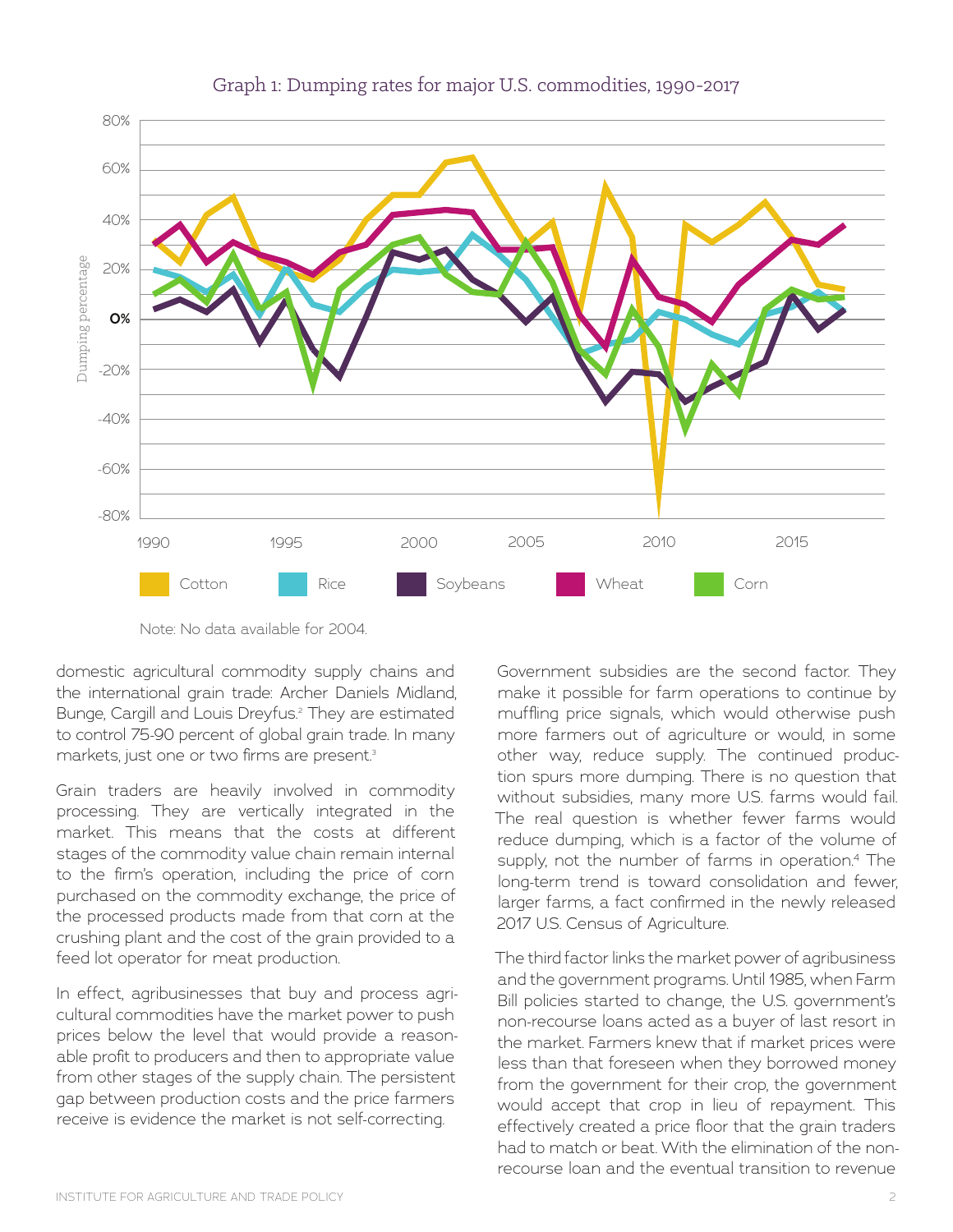### Graph 1: Dumping rates for major U.S. commodities, 1990-2017

Note: No data available for 2004.

domestic agricultural commodity supply chains and the international grain trade: Archer Daniels Midland, Bunge, Cargill and Louis Dreyfus.[2] They are estimated to control 75-90 percent of global grain trade. In many markets, just one or two firms are present.[3]

Grain traders are heavily involved in commodity processing. They are vertically integrated in the market. This means that the costs at different stages of the commodity value chain remain internal to the firm's operation, including the price of corn purchased on the commodity exchange, the price of the processed products made from that corn at the crushing plant and the cost of the grain provided to a feed lot operator for meat production.

In effect, agribusinesses that buy and process agricultural commodities have the market power to push prices below the level that would provide a reasonable profit to producers and then to appropriate value from other stages of the supply chain. The persistent gap between production costs and the price farmers receive is evidence the market is not self-correcting.

Government subsidies are the second factor. They make it possible for farm operations to continue by muffling price signals, which would otherwise push more farmers out of agriculture or would, in some other way, reduce supply. The continued production spurs more dumping. There is no question that without subsidies, many more U.S. farms would fail. The real question is whether fewer farms would reduce dumping, which is a factor of the volume of supply, not the number of farms in operation.[4] The long-term trend is toward consolidation and fewer, larger farms, a fact confirmed in the newly released 2017 U.S. Census of Agriculture.

The third factor links the market power of agribusiness and the government programs. Until 1985, when Farm Bill policies started to change, the U.S. government's non-recourse loans acted as a buyer of last resort in the market. Farmers knew that if market prices were less than that foreseen when they borrowed money from the government for their crop, the government would accept that crop in lieu of repayment. This effectively created a price floor that the grain traders had to match or beat. With the elimination of the non-recourse loan and the eventual transition to revenue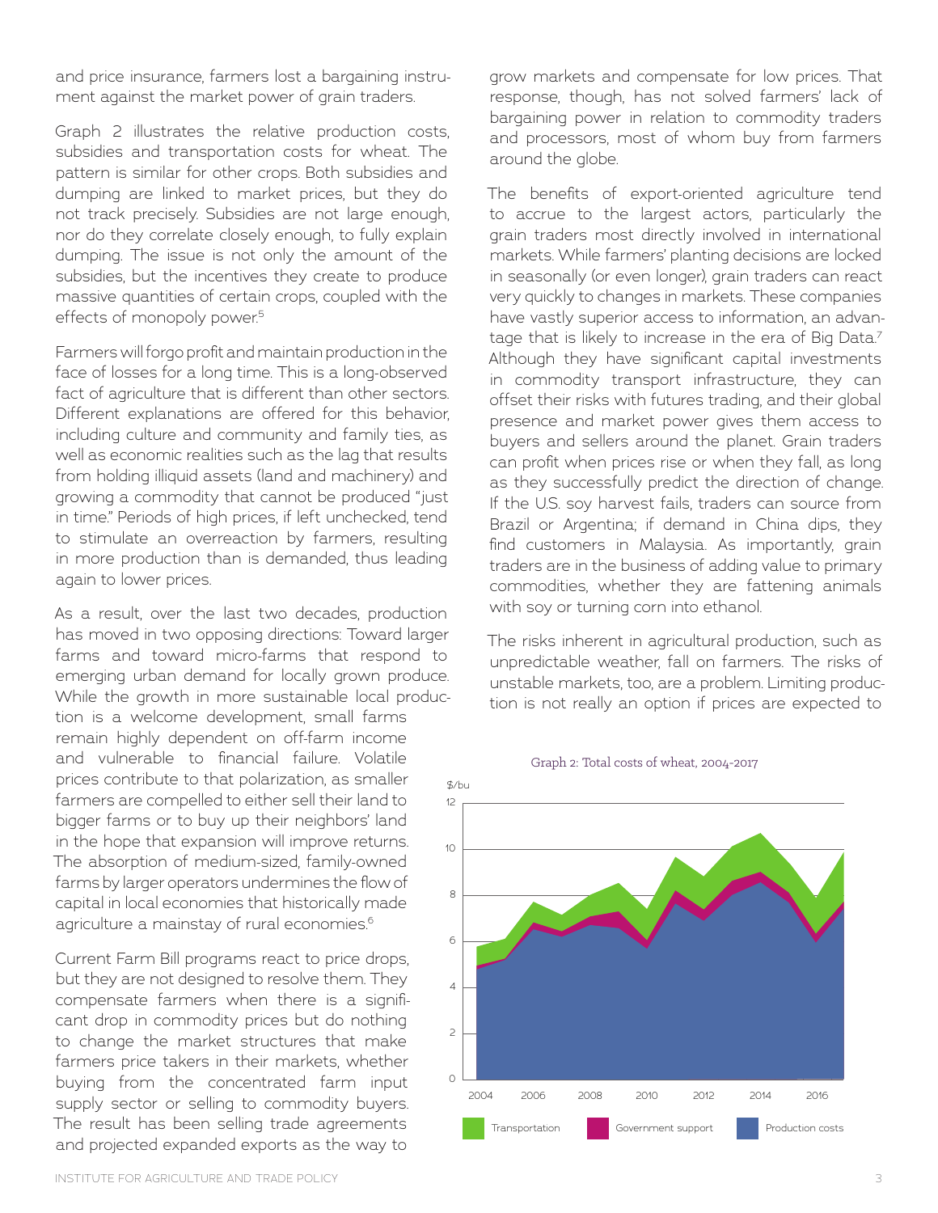and price insurance, farmers lost a bargaining instrument against the market power of grain traders.

Graph 2 illustrates the relative production costs, subsidies and transportation costs for wheat. The pattern is similar for other crops. Both subsidies and dumping are linked to market prices, but they do not track precisely. Subsidies are not large enough, nor do they correlate closely enough, to fully explain dumping. The issue is not only the amount of the subsidies, but the incentives they create to produce massive quantities of certain crops, coupled with the effects of monopoly power.[5]

Farmers will forgo profit and maintain production in the face of losses for a long time. This is a long-observed fact of agriculture that is different than other sectors. Different explanations are offered for this behavior, including culture and community and family ties, as well as economic realities such as the lag that results from holding illiquid assets (land and machinery) and growing a commodity that cannot be produced "just in time." Periods of high prices, if left unchecked, tend to stimulate an overreaction by farmers, resulting in more production than is demanded, thus leading again to lower prices.

As a result, over the last two decades, production has moved in two opposing directions: Toward larger farms and toward micro-farms that respond to emerging urban demand for locally grown produce. While the growth in more sustainable local production is a welcome development, small farms remain highly dependent on off-farm income and vulnerable to financial failure. Volatile prices contribute to that polarization, as smaller farmers are compelled to either sell their land to bigger farms or to buy up their neighbors' land in the hope that expansion will improve returns. The absorption of medium-sized, family-owned farms by larger operators undermines the flow of capital in local economies that historically made agriculture a mainstay of rural economies.[6]

Current Farm Bill programs react to price drops, but they are not designed to resolve them. They compensate farmers when there is a significant drop in commodity prices but do nothing to change the market structures that make farmers price takers in their markets, whether buying from the concentrated farm input supply sector or selling to commodity buyers. The result has been selling trade agreements and projected expanded exports as the way to grow markets and compensate for low prices. That response, though, has not solved farmers' lack of bargaining power in relation to commodity traders and processors, most of whom buy from farmers around the globe.

The benefits of export-oriented agriculture tend to accrue to the largest actors, particularly the grain traders most directly involved in international markets. While farmers' planting decisions are locked in seasonally (or even longer), grain traders can react very quickly to changes in markets. These companies have vastly superior access to information, an advantage that is likely to increase in the era of Big Data.[7] Although they have significant capital investments in commodity transport infrastructure, they can offset their risks with futures trading, and their global presence and market power gives them access to buyers and sellers around the planet. Grain traders can profit when prices rise or when they fall, as long as they successfully predict the direction of change. If the U.S. soy harvest fails, traders can source from Brazil or Argentina; if demand in China dips, they find customers in Malaysia. As importantly, grain traders are in the business of adding value to primary commodities, whether they are fattening animals with soy or turning corn into ethanol.

The risks inherent in agricultural production, such as unpredictable weather, fall on farmers. The risks of unstable markets, too, are a problem. Limiting production is not really an option if prices are expected to

Graph 2: Total costs of wheat, 2004-2017

$/bu — Transportation, Government support, Production costs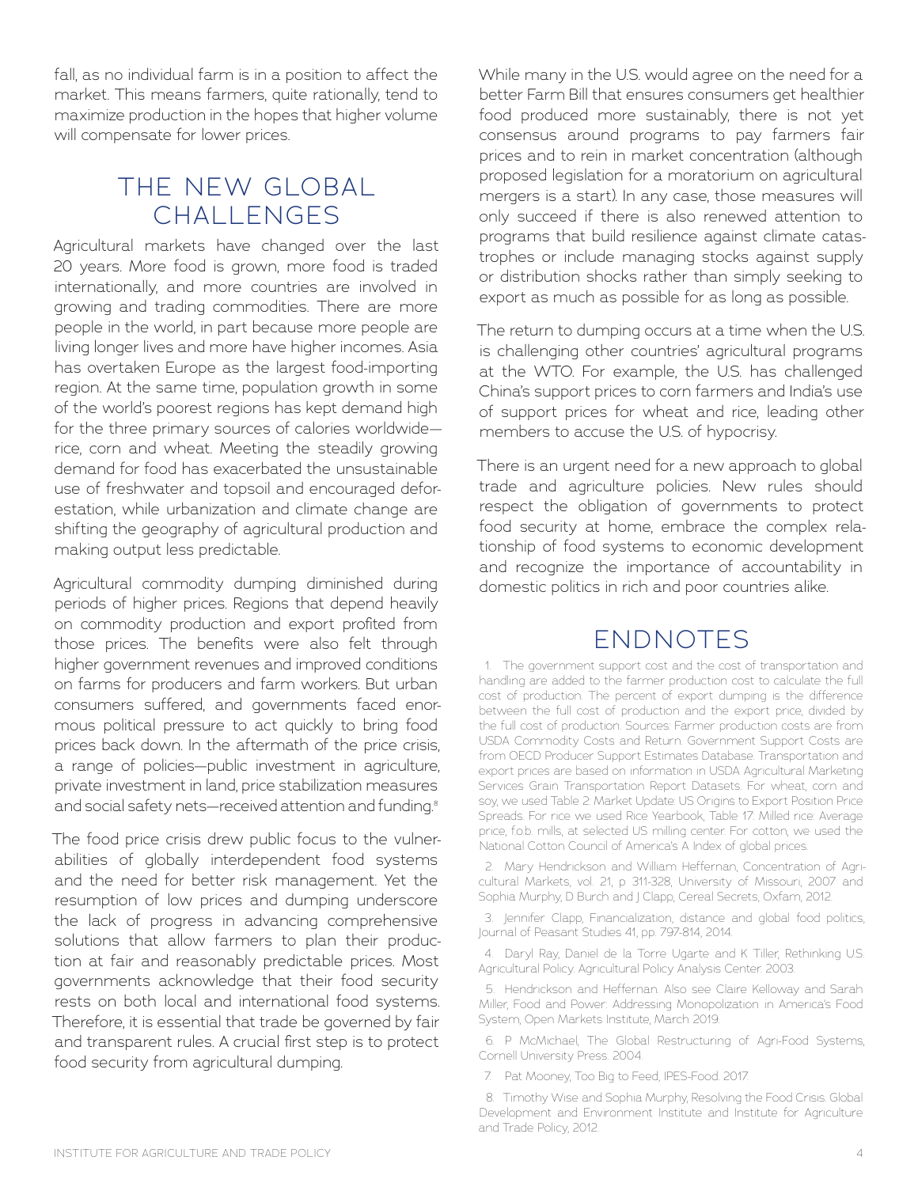fall, as no individual farm is in a position to affect the market. This means farmers, quite rationally, tend to maximize production in the hopes that higher volume will compensate for lower prices.

## THE NEW GLOBAL CHALLENGES

Agricultural markets have changed over the last 20 years. More food is grown, more food is traded internationally, and more countries are involved in growing and trading commodities. There are more people in the world, in part because more people are living longer lives and more have higher incomes. Asia has overtaken Europe as the largest food-importing region. At the same time, population growth in some of the world's poorest regions has kept demand high for the three primary sources of calories worldwide—rice, corn and wheat. Meeting the steadily growing demand for food has exacerbated the unsustainable use of freshwater and topsoil and encouraged deforestation, while urbanization and climate change are shifting the geography of agricultural production and making output less predictable.

Agricultural commodity dumping diminished during periods of higher prices. Regions that depend heavily on commodity production and export profited from those prices. The benefits were also felt through higher government revenues and improved conditions on farms for producers and farm workers. But urban consumers suffered, and governments faced enormous political pressure to act quickly to bring food prices back down. In the aftermath of the price crisis, a range of policies—public investment in agriculture, private investment in land, price stabilization measures and social safety nets—received attention and funding.[8]

The food price crisis drew public focus to the vulnerabilities of globally interdependent food systems and the need for better risk management. Yet the resumption of low prices and dumping underscore the lack of progress in advancing comprehensive solutions that allow farmers to plan their production at fair and reasonably predictable prices. Most governments acknowledge that their food security rests on both local and international food systems. Therefore, it is essential that trade be governed by fair and transparent rules. A crucial first step is to protect food security from agricultural dumping.

While many in the U.S. would agree on the need for a better Farm Bill that ensures consumers get healthier food produced more sustainably, there is not yet consensus around programs to pay farmers fair prices and to rein in market concentration (although proposed legislation for a moratorium on agricultural mergers is a start). In any case, those measures will only succeed if there is also renewed attention to programs that build resilience against climate catastrophes or include managing stocks against supply or distribution shocks rather than simply seeking to export as much as possible for as long as possible.

The return to dumping occurs at a time when the U.S. is challenging other countries' agricultural programs at the WTO. For example, the U.S. has challenged China's support prices to corn farmers and India's use of support prices for wheat and rice, leading other members to accuse the U.S. of hypocrisy.

There is an urgent need for a new approach to global trade and agriculture policies. New rules should respect the obligation of governments to protect food security at home, embrace the complex relationship of food systems to economic development and recognize the importance of accountability in domestic politics in rich and poor countries alike.

## ENDNOTES

1. The government support cost and the cost of transportation and handling are added to the farmer production cost to calculate the full cost of production. The percent of export dumping is the difference between the full cost of production and the export price, divided by the full cost of production. Sources: Farmer production costs are from USDA Commodity Costs and Return. Government Support Costs are from OECD Producer Support Estimates Database. Transportation and export prices are based on information in USDA Agricultural Marketing Services Grain Transportation Report Datasets. For wheat, corn and soy, we used Table 2: Market Update: US Origins to Export Position Price Spreads. For rice we used Rice Yearbook, Table 17: Milled rice: Average price, f.o.b. mills, at selected US milling center. For cotton, we used the National Cotton Council of America's A Index of global prices.

2. Mary Hendrickson and William Heffernan, Concentration of Agricultural Markets, vol. 21, p. 311-328, University of Missouri, 2007 and Sophia Murphy, D Burch and J Clapp, Cereal Secrets, Oxfam, 2012.

3. Jennifer Clapp, Financialization, distance and global food politics, Journal of Peasant Studies 41, pp. 797-814, 2014.

4. Daryl Ray, Daniel de la Torre Ugarte and K Tiller, Rethinking U.S. Agricultural Policy. Agricultural Policy Analysis Center. 2003.

5. Hendrickson and Heffernan. Also see Claire Kelloway and Sarah Miller, Food and Power: Addressing Monopolization in America's Food System, Open Markets Institute, March 2019.

6. P. McMichael, The Global Restructuring of Agri-Food Systems, Cornell University Press. 2004.

7. Pat Mooney, Too Big to Feed, IPES-Food. 2017.

8. Timothy Wise and Sophia Murphy, Resolving the Food Crisis. Global Development and Environment Institute and Institute for Agriculture and Trade Policy, 2012.